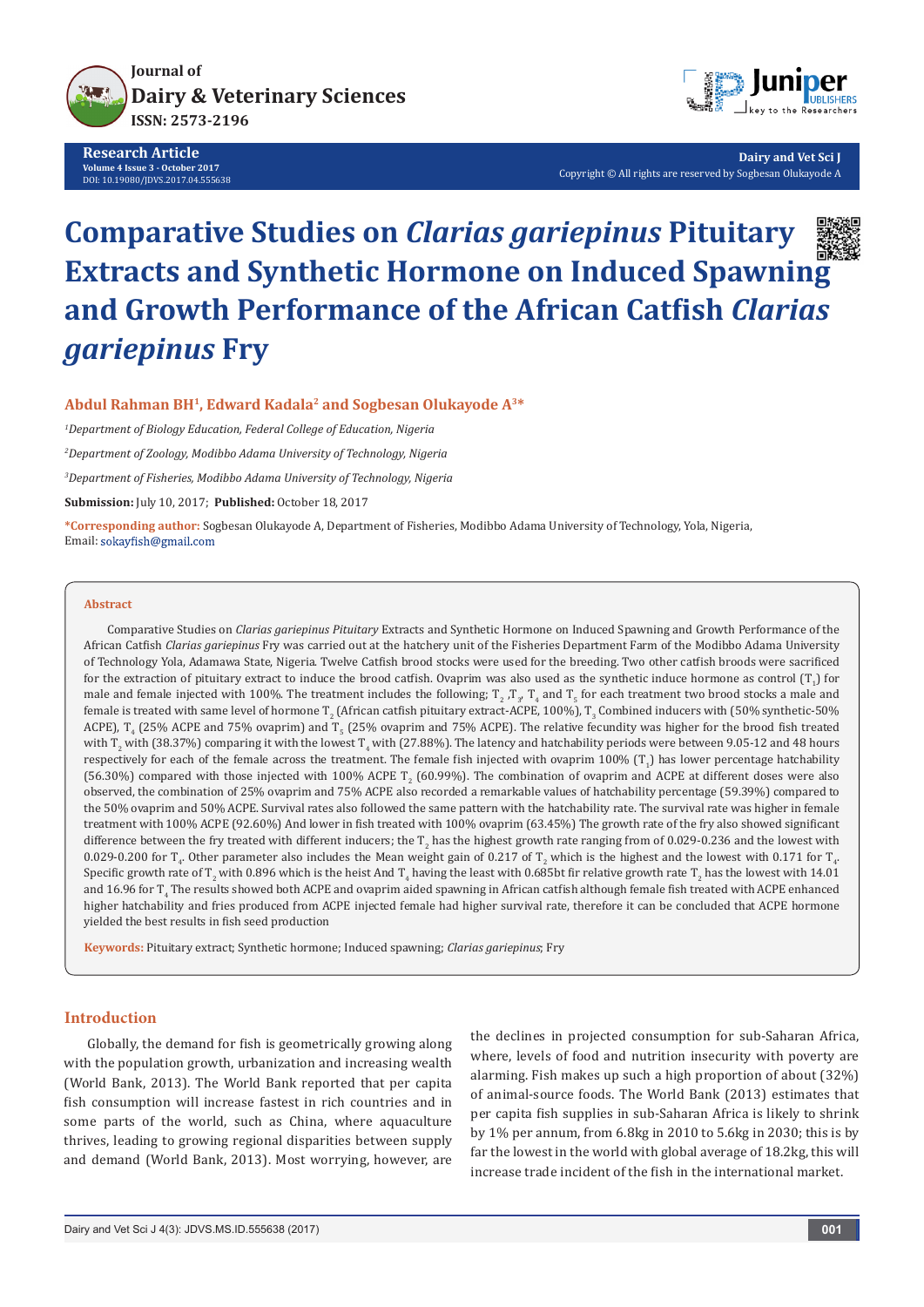Journal of Dairy & Veterinary Sciences
ISSN: 2573-2196

**Research Article**
Volume 4 Issue 3 - October 2017
DOI: 10.19080/JDVS.2017.04.555638

Dairy and Vet Sci J
Copyright © All rights are reserved by Sogbesan Olukayode A

# Comparative Studies on *Clarias gariepinus* Pituitary Extracts and Synthetic Hormone on Induced Spawning and Growth Performance of the African Catfish *Clarias gariepinus* Fry

**Abdul Rahman BH[1], Edward Kadala[2] and Sogbesan Olukayode A[3]***

[1]*Department of Biology Education, Federal College of Education, Nigeria*

[2]*Department of Zoology, Modibbo Adama University of Technology, Nigeria*

[3]*Department of Fisheries, Modibbo Adama University of Technology, Nigeria*

**Submission:** July 10, 2017; **Published:** October 18, 2017

**\*Corresponding author:** Sogbesan Olukayode A, Department of Fisheries, Modibbo Adama University of Technology, Yola, Nigeria, Email: sokayfish@gmail.com

## Abstract

Comparative Studies on *Clarias gariepinus Pituitary* Extracts and Synthetic Hormone on Induced Spawning and Growth Performance of the African Catfish *Clarias gariepinus* Fry was carried out at the hatchery unit of the Fisheries Department Farm of the Modibbo Adama University of Technology Yola, Adamawa State, Nigeria. Twelve Catfish brood stocks were used for the breeding. Two other catfish broods were sacrificed for the extraction of pituitary extract to induce the brood catfish. Ovaprim was also used as the synthetic induce hormone as control ($T_1$) for male and female injected with 100%. The treatment includes the following; $T_2$, $T_3$, $T_4$ and $T_5$ for each treatment two brood stocks a male and female is treated with same level of hormone $T_2$ (African catfish pituitary extract-ACPE, 100%), $T_3$ Combined inducers with (50% synthetic-50% ACPE), $T_4$ (25% ACPE and 75% ovaprim) and $T_5$ (25% ovaprim and 75% ACPE). The relative fecundity was higher for the brood fish treated with $T_2$ with (38.37%) comparing it with the lowest $T_4$ with (27.88%). The latency and hatchability periods were between 9.05-12 and 48 hours respectively for each of the female across the treatment. The female fish injected with ovaprim 100% ($T_1$) has lower percentage hatchability (56.30%) compared with those injected with 100% ACPE $T_2$ (60.99%). The combination of ovaprim and ACPE at different doses were also observed, the combination of 25% ovaprim and 75% ACPE also recorded a remarkable values of hatchability percentage (59.39%) compared to the 50% ovaprim and 50% ACPE. Survival rates also followed the same pattern with the hatchability rate. The survival rate was higher in female treatment with 100% ACPE (92.60%) And lower in fish treated with 100% ovaprim (63.45%) The growth rate of the fry also showed significant difference between the fry treated with different inducers; the $T_2$ has the highest growth rate ranging from of 0.029-0.236 and the lowest with 0.029-0.200 for $T_4$. Other parameter also includes the Mean weight gain of 0.217 of $T_2$ which is the highest and the lowest with 0.171 for $T_4$. Specific growth rate of $T_2$ with 0.896 which is the heist And $T_4$ having the least with 0.685bt fir relative growth rate $T_2$ has the lowest with 14.01 and 16.96 for $T_4$ The results showed both ACPE and ovaprim aided spawning in African catfish although female fish treated with ACPE enhanced higher hatchability and fries produced from ACPE injected female had higher survival rate, therefore it can be concluded that ACPE hormone yielded the best results in fish seed production

**Keywords:** Pituitary extract; Synthetic hormone; Induced spawning; *Clarias gariepinus*; Fry

## Introduction

Globally, the demand for fish is geometrically growing along with the population growth, urbanization and increasing wealth (World Bank, 2013). The World Bank reported that per capita fish consumption will increase fastest in rich countries and in some parts of the world, such as China, where aquaculture thrives, leading to growing regional disparities between supply and demand (World Bank, 2013). Most worrying, however, are the declines in projected consumption for sub-Saharan Africa, where, levels of food and nutrition insecurity with poverty are alarming. Fish makes up such a high proportion of about (32%) of animal-source foods. The World Bank (2013) estimates that per capita fish supplies in sub-Saharan Africa is likely to shrink by 1% per annum, from 6.8kg in 2010 to 5.6kg in 2030; this is by far the lowest in the world with global average of 18.2kg, this will increase trade incident of the fish in the international market.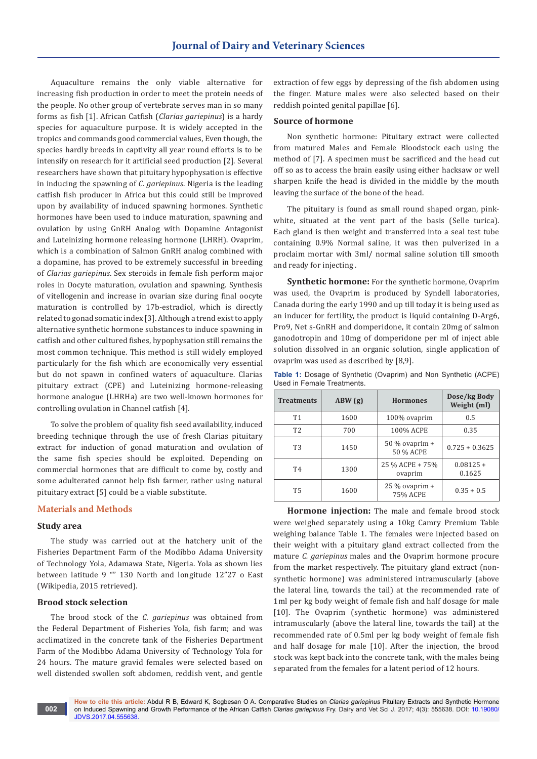Aquaculture remains the only viable alternative for increasing fish production in order to meet the protein needs of the people. No other group of vertebrate serves man in so many forms as fish [1]. African Catfish (*Clarias gariepinus*) is a hardy species for aquaculture purpose. It is widely accepted in the tropics and commands good commercial values, Even though, the species hardly breeds in captivity all year round efforts is to be intensify on research for it artificial seed production [2]. Several researchers have shown that pituitary hypophysation is effective in inducing the spawning of *C. gariepinus*. Nigeria is the leading catfish fish producer in Africa but this could still be improved upon by availability of induced spawning hormones. Synthetic hormones have been used to induce maturation, spawning and ovulation by using GnRH Analog with Dopamine Antagonist and Luteinizing hormone releasing hormone (LHRH). Ovaprim, which is a combination of Salmon GnRH analog combined with a dopamine, has proved to be extremely successful in breeding of *Clarias gariepinus*. Sex steroids in female fish perform major roles in Oocyte maturation, ovulation and spawning. Synthesis of vitellogenin and increase in ovarian size during final oocyte maturation is controlled by 17b-estradiol, which is directly related to gonad somatic index [3]. Although a trend exist to apply alternative synthetic hormone substances to induce spawning in catfish and other cultured fishes, hypophysation still remains the most common technique. This method is still widely employed particularly for the fish which are economically very essential but do not spawn in confined waters of aquaculture. Clarias pituitary extract (CPE) and Luteinizing hormone-releasing hormone analogue (LHRHa) are two well-known hormones for controlling ovulation in Channel catfish [4].

To solve the problem of quality fish seed availability, induced breeding technique through the use of fresh Clarias pituitary extract for induction of gonad maturation and ovulation of the same fish species should be exploited. Depending on commercial hormones that are difficult to come by, costly and some adulterated cannot help fish farmer, rather using natural pituitary extract [5] could be a viable substitute.

## Materials and Methods

### Study area

The study was carried out at the hatchery unit of the Fisheries Department Farm of the Modibbo Adama University of Technology Yola, Adamawa State, Nigeria. Yola as shown lies between latitude 9 "" 130 North and longitude 12"27 o East (Wikipedia, 2015 retrieved).

### Brood stock selection

The brood stock of the *C. gariepinus* was obtained from the Federal Department of Fisheries Yola, fish farm; and was acclimatized in the concrete tank of the Fisheries Department Farm of the Modibbo Adama University of Technology Yola for 24 hours. The mature gravid females were selected based on well distended swollen soft abdomen, reddish vent, and gentle extraction of few eggs by depressing of the fish abdomen using the finger. Mature males were also selected based on their reddish pointed genital papillae [6].

### Source of hormone

Non synthetic hormone: Pituitary extract were collected from matured Males and Female Bloodstock each using the method of [7]. A specimen must be sacrificed and the head cut off so as to access the brain easily using either hacksaw or well sharpen knife the head is divided in the middle by the mouth leaving the surface of the bone of the head.

The pituitary is found as small round shaped organ, pink-white, situated at the vent part of the basis (Selle turica). Each gland is then weight and transferred into a seal test tube containing 0.9% Normal saline, it was then pulverized in a proclaim mortar with 3ml/ normal saline solution till smooth and ready for injecting .

**Synthetic hormone:** For the synthetic hormone, Ovaprim was used, the Ovaprim is produced by Syndell laboratories, Canada during the early 1990 and up till today it is being used as an inducer for fertility, the product is liquid containing D-Arg6, Pro9, Net s-GnRH and domperidone, it contain 20mg of salmon ganodotropin and 10mg of domperidone per ml of inject able solution dissolved in an organic solution, single application of ovaprim was used as described by [8,9].

**Table 1:** Dosage of Synthetic (Ovaprim) and Non Synthetic (ACPE) Used in Female Treatments.

| Treatments | ABW (g) | Hormones | Dose/kg Body Weight (ml) |
|---|---|---|---|
| T1 | 1600 | 100% ovaprim | 0.5 |
| T2 | 700 | 100% ACPE | 0.35 |
| T3 | 1450 | 50 % ovaprim + 50 % ACPE | 0.725 + 0.3625 |
| T4 | 1300 | 25 % ACPE + 75% ovaprim | 0.08125 + 0.1625 |
| T5 | 1600 | 25 % ovaprim + 75% ACPE | 0.35 + 0.5 |

**Hormone injection:** The male and female brood stock were weighed separately using a 10kg Camry Premium Table weighing balance Table 1. The females were injected based on their weight with a pituitary gland extract collected from the mature *C. gariepinus* males and the Ovaprim hormone procure from the market respectively. The pituitary gland extract (non-synthetic hormone) was administered intramuscularly (above the lateral line, towards the tail) at the recommended rate of 1ml per kg body weight of female fish and half dosage for male [10]. The Ovaprim (synthetic hormone) was administered intramuscularly (above the lateral line, towards the tail) at the recommended rate of 0.5ml per kg body weight of female fish and half dosage for male [10]. After the injection, the brood stock was kept back into the concrete tank, with the males being separated from the females for a latent period of 12 hours.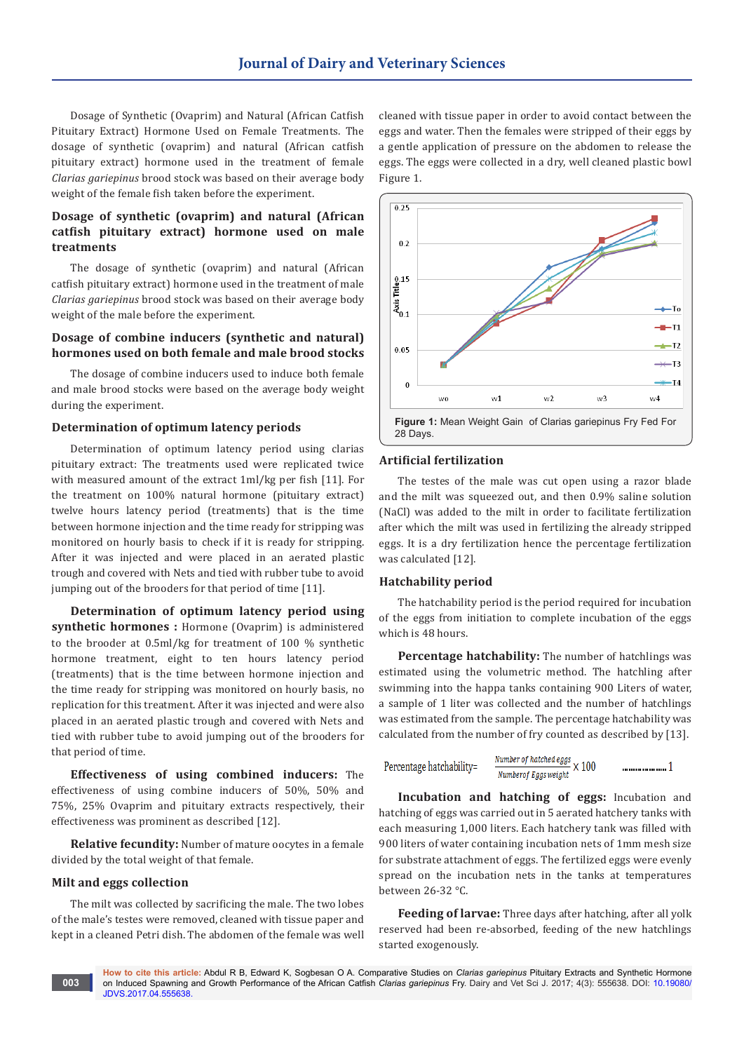Dosage of Synthetic (Ovaprim) and Natural (African Catfish Pituitary Extract) Hormone Used on Female Treatments. The dosage of synthetic (ovaprim) and natural (African catfish pituitary extract) hormone used in the treatment of female *Clarias gariepinus* brood stock was based on their average body weight of the female fish taken before the experiment.

### Dosage of synthetic (ovaprim) and natural (African catfish pituitary extract) hormone used on male treatments

The dosage of synthetic (ovaprim) and natural (African catfish pituitary extract) hormone used in the treatment of male *Clarias gariepinus* brood stock was based on their average body weight of the male before the experiment.

### Dosage of combine inducers (synthetic and natural) hormones used on both female and male brood stocks

The dosage of combine inducers used to induce both female and male brood stocks were based on the average body weight during the experiment.

### Determination of optimum latency periods

Determination of optimum latency period using clarias pituitary extract: The treatments used were replicated twice with measured amount of the extract 1ml/kg per fish [11]. For the treatment on 100% natural hormone (pituitary extract) twelve hours latency period (treatments) that is the time between hormone injection and the time ready for stripping was monitored on hourly basis to check if it is ready for stripping. After it was injected and were placed in an aerated plastic trough and covered with Nets and tied with rubber tube to avoid jumping out of the brooders for that period of time [11].

**Determination of optimum latency period using synthetic hormones :** Hormone (Ovaprim) is administered to the brooder at 0.5ml/kg for treatment of 100 % synthetic hormone treatment, eight to ten hours latency period (treatments) that is the time between hormone injection and the time ready for stripping was monitored on hourly basis, no replication for this treatment. After it was injected and were also placed in an aerated plastic trough and covered with Nets and tied with rubber tube to avoid jumping out of the brooders for that period of time.

**Effectiveness of using combined inducers:** The effectiveness of using combine inducers of 50%, 50% and 75%, 25% Ovaprim and pituitary extracts respectively, their effectiveness was prominent as described [12].

**Relative fecundity:** Number of mature oocytes in a female divided by the total weight of that female.

### Milt and eggs collection

The milt was collected by sacrificing the male. The two lobes of the male's testes were removed, cleaned with tissue paper and kept in a cleaned Petri dish. The abdomen of the female was well cleaned with tissue paper in order to avoid contact between the eggs and water. Then the females were stripped of their eggs by a gentle application of pressure on the abdomen to release the eggs. The eggs were collected in a dry, well cleaned plastic bowl Figure 1.

**Figure 1:** Mean Weight Gain of Clarias gariepinus Fry Fed For 28 Days.

### Artificial fertilization

The testes of the male was cut open using a razor blade and the milt was squeezed out, and then 0.9% saline solution (NaCl) was added to the milt in order to facilitate fertilization after which the milt was used in fertilizing the already stripped eggs. It is a dry fertilization hence the percentage fertilization was calculated [12].

### Hatchability period

The hatchability period is the period required for incubation of the eggs from initiation to complete incubation of the eggs which is 48 hours.

**Percentage hatchability:** The number of hatchlings was estimated using the volumetric method. The hatchling after swimming into the happa tanks containing 900 Liters of water, a sample of 1 liter was collected and the number of hatchlings was estimated from the sample. The percentage hatchability was calculated from the number of fry counted as described by [13].

$$\text{Percentage hatchability} = \frac{\text{Number of hatched eggs}}{\text{Number of Eggs weight}} \times 100 \quad \text{......1}$$

**Incubation and hatching of eggs:** Incubation and hatching of eggs was carried out in 5 aerated hatchery tanks with each measuring 1,000 liters. Each hatchery tank was filled with 900 liters of water containing incubation nets of 1mm mesh size for substrate attachment of eggs. The fertilized eggs were evenly spread on the incubation nets in the tanks at temperatures between 26-32 °C.

**Feeding of larvae:** Three days after hatching, after all yolk reserved had been re-absorbed, feeding of the new hatchlings started exogenously.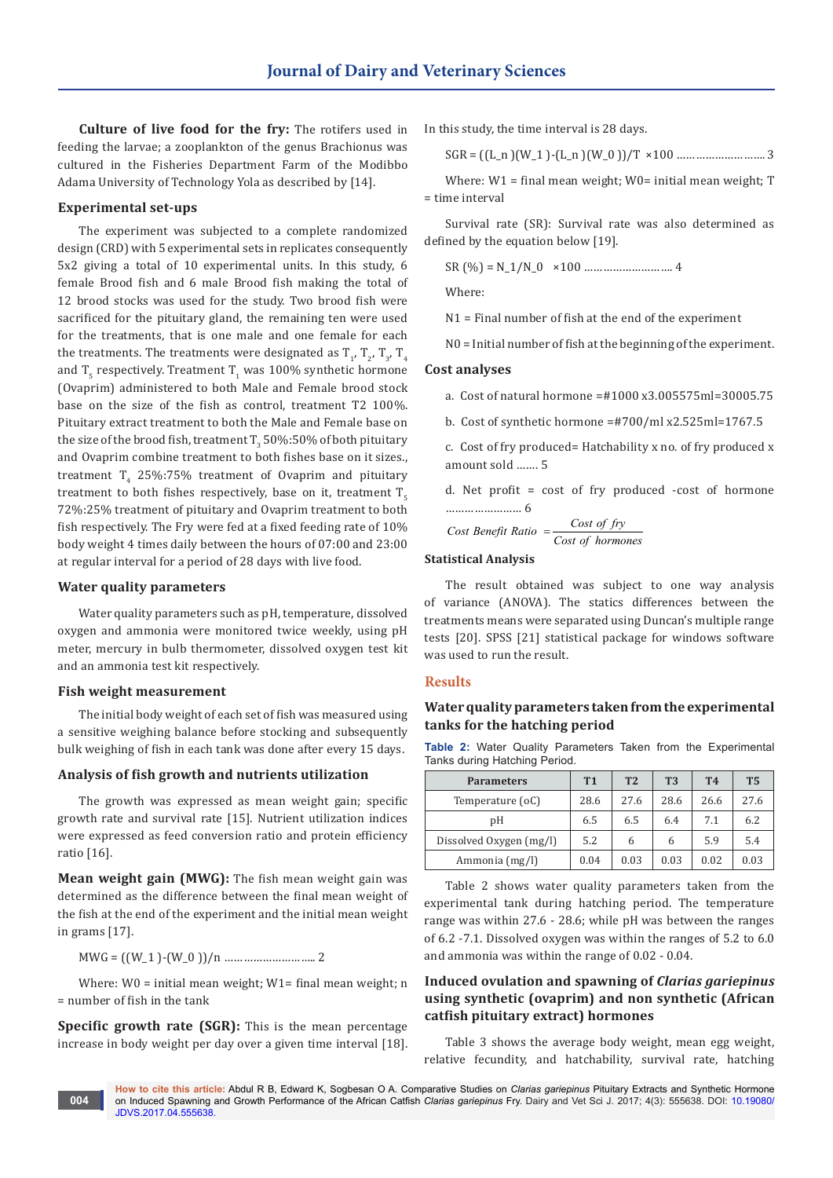**Culture of live food for the fry:** The rotifers used in feeding the larvae; a zooplankton of the genus Brachionus was cultured in the Fisheries Department Farm of the Modibbo Adama University of Technology Yola as described by [14].

### Experimental set-ups

The experiment was subjected to a complete randomized design (CRD) with 5 experimental sets in replicates consequently 5x2 giving a total of 10 experimental units. In this study, 6 female Brood fish and 6 male Brood fish making the total of 12 brood stocks was used for the study. Two brood fish were sacrificed for the pituitary gland, the remaining ten were used for the treatments, that is one male and one female for each the treatments. The treatments were designated as $T_1$, $T_2$, $T_3$, $T_4$ and $T_5$ respectively. Treatment $T_1$ was 100% synthetic hormone (Ovaprim) administered to both Male and Female brood stock base on the size of the fish as control, treatment T2 100%. Pituitary extract treatment to both the Male and Female base on the size of the brood fish, treatment $T_3$ 50%:50% of both pituitary and Ovaprim combine treatment to both fishes base on it sizes., treatment $T_4$ 25%:75% treatment of Ovaprim and pituitary treatment to both fishes respectively, base on it, treatment $T_5$ 72%:25% treatment of pituitary and Ovaprim treatment to both fish respectively. The Fry were fed at a fixed feeding rate of 10% body weight 4 times daily between the hours of 07:00 and 23:00 at regular interval for a period of 28 days with live food.

### Water quality parameters

Water quality parameters such as pH, temperature, dissolved oxygen and ammonia were monitored twice weekly, using pH meter, mercury in bulb thermometer, dissolved oxygen test kit and an ammonia test kit respectively.

### Fish weight measurement

The initial body weight of each set of fish was measured using a sensitive weighing balance before stocking and subsequently bulk weighing of fish in each tank was done after every 15 days.

### Analysis of fish growth and nutrients utilization

The growth was expressed as mean weight gain; specific growth rate and survival rate [15]. Nutrient utilization indices were expressed as feed conversion ratio and protein efficiency ratio [16].

**Mean weight gain (MWG):** The fish mean weight gain was determined as the difference between the final mean weight of the fish at the end of the experiment and the initial mean weight in grams [17].

$$MWG = ((W_1)-(W_0))/n \quad \ldots\ldots\ldots\ldots\ldots\ldots\ldots\ldots 2$$

Where: W0 = initial mean weight; W1= final mean weight; n = number of fish in the tank

**Specific growth rate (SGR):** This is the mean percentage increase in body weight per day over a given time interval [18]. In this study, the time interval is 28 days.

$$SGR = ((L_n)(W_1)-(L_n)(W_0))/T \times 100 \quad \ldots\ldots\ldots\ldots\ldots\ldots\ldots\ldots 3$$

Where: W1 = final mean weight; W0= initial mean weight; T = time interval

Survival rate (SR): Survival rate was also determined as defined by the equation below [19].

$$SR\ (\%) = N_1/N_0 \times 100 \quad \ldots\ldots\ldots\ldots\ldots\ldots\ldots\ldots 4$$

Where:

N1 = Final number of fish at the end of the experiment

N0 = Initial number of fish at the beginning of the experiment.

### Cost analyses

a. Cost of natural hormone =#1000 x3.005575ml=30005.75

b. Cost of synthetic hormone =#700/ml x2.525ml=1767.5

c. Cost of fry produced= Hatchability x no. of fry produced x amount sold ……. 5

d. Net profit = cost of fry produced -cost of hormone …………………… 6

$$Cost\ Benefit\ Ratio = \frac{Cost\ of\ fry}{Cost\ of\ hormones}$$

### Statistical Analysis

The result obtained was subject to one way analysis of variance (ANOVA). The statics differences between the treatments means were separated using Duncan's multiple range tests [20]. SPSS [21] statistical package for windows software was used to run the result.

## Results

### Water quality parameters taken from the experimental tanks for the hatching period

**Table 2:** Water Quality Parameters Taken from the Experimental Tanks during Hatching Period.

| Parameters | T1 | T2 | T3 | T4 | T5 |
|---|---|---|---|---|---|
| Temperature (oC) | 28.6 | 27.6 | 28.6 | 26.6 | 27.6 |
| pH | 6.5 | 6.5 | 6.4 | 7.1 | 6.2 |
| Dissolved Oxygen (mg/l) | 5.2 | 6 | 6 | 5.9 | 5.4 |
| Ammonia (mg/l) | 0.04 | 0.03 | 0.03 | 0.02 | 0.03 |

Table 2 shows water quality parameters taken from the experimental tank during hatching period. The temperature range was within 27.6 - 28.6; while pH was between the ranges of 6.2 -7.1. Dissolved oxygen was within the ranges of 5.2 to 6.0 and ammonia was within the range of 0.02 - 0.04.

### Induced ovulation and spawning of *Clarias gariepinus* using synthetic (ovaprim) and non synthetic (African catfish pituitary extract) hormones

Table 3 shows the average body weight, mean egg weight, relative fecundity, and hatchability, survival rate, hatching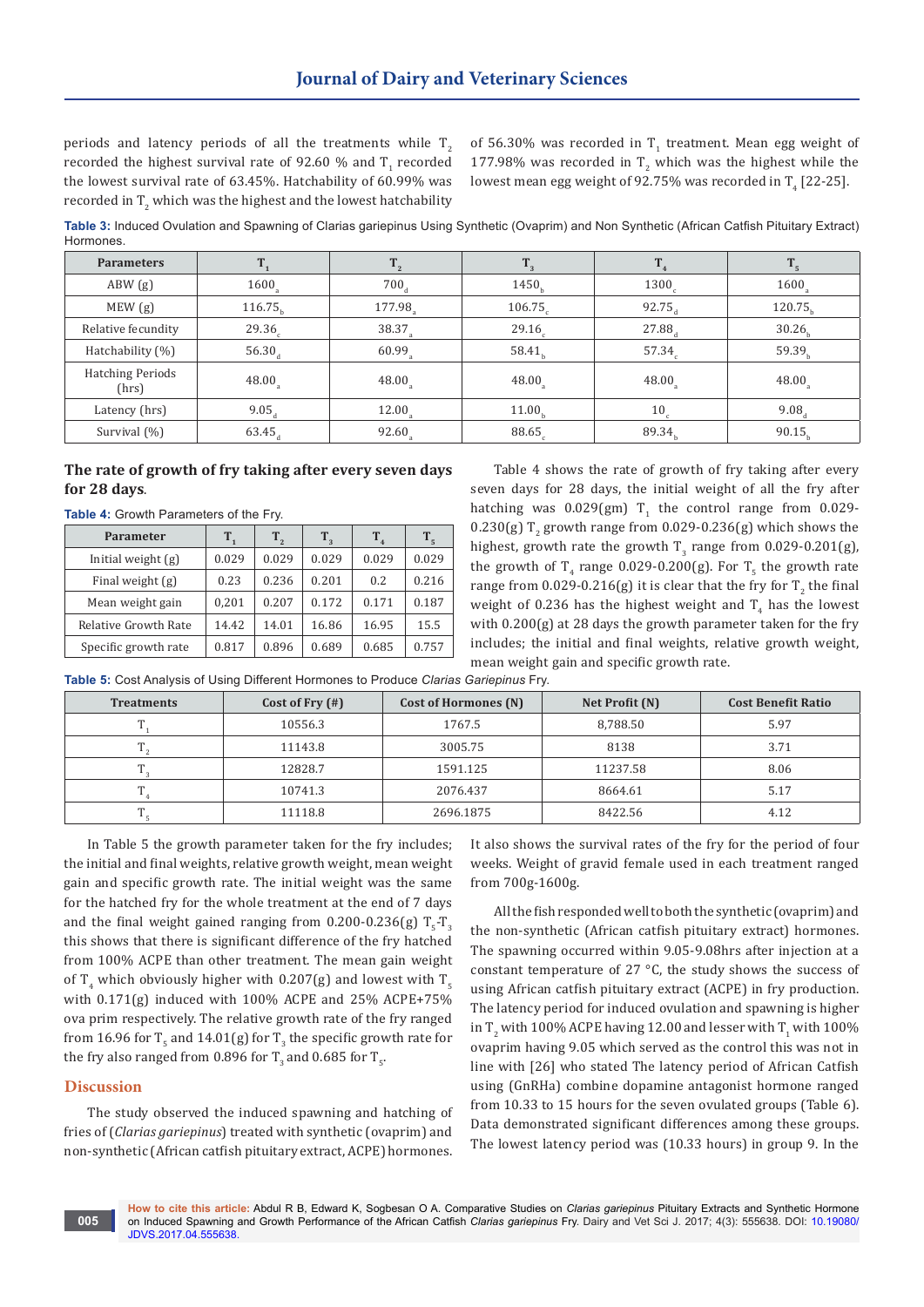periods and latency periods of all the treatments while $T_2$ recorded the highest survival rate of 92.60 % and $T_1$ recorded the lowest survival rate of 63.45%. Hatchability of 60.99% was recorded in $T_2$ which was the highest and the lowest hatchability of 56.30% was recorded in $T_1$ treatment. Mean egg weight of 177.98% was recorded in $T_2$ which was the highest while the lowest mean egg weight of 92.75% was recorded in $T_4$ [22-25].

**Table 3:** Induced Ovulation and Spawning of Clarias gariepinus Using Synthetic (Ovaprim) and Non Synthetic (African Catfish Pituitary Extract) Hormones.

| Parameters | $T_1$ | $T_2$ | $T_3$ | $T_4$ | $T_5$ |
|---|---|---|---|---|---|
| ABW (g) | $1600_a$ | $700_d$ | $1450_b$ | $1300_c$ | $1600_a$ |
| MEW (g) | $116.75_b$ | $177.98_a$ | $106.75_c$ | $92.75_d$ | $120.75_b$ |
| Relative fecundity | $29.36_c$ | $38.37_a$ | $29.16_c$ | $27.88_d$ | $30.26_b$ |
| Hatchability (%) | $56.30_d$ | $60.99_a$ | $58.41_b$ | $57.34_c$ | $59.39_b$ |
| Hatching Periods (hrs) | $48.00_a$ | $48.00_a$ | $48.00_a$ | $48.00_a$ | $48.00_a$ |
| Latency (hrs) | $9.05_d$ | $12.00_a$ | $11.00_b$ | $10_c$ | $9.08_d$ |
| Survival (%) | $63.45_d$ | $92.60_a$ | $88.65_c$ | $89.34_b$ | $90.15_b$ |

### The rate of growth of fry taking after every seven days for 28 days.

**Table 4:** Growth Parameters of the Fry.

| Parameter | $T_1$ | $T_2$ | $T_3$ | $T_4$ | $T_5$ |
|---|---|---|---|---|---|
| Initial weight (g) | 0.029 | 0.029 | 0.029 | 0.029 | 0.029 |
| Final weight (g) | 0.23 | 0.236 | 0.201 | 0.2 | 0.216 |
| Mean weight gain | 0,201 | 0.207 | 0.172 | 0.171 | 0.187 |
| Relative Growth Rate | 14.42 | 14.01 | 16.86 | 16.95 | 15.5 |
| Specific growth rate | 0.817 | 0.896 | 0.689 | 0.685 | 0.757 |

Table 4 shows the rate of growth of fry taking after every seven days for 28 days, the initial weight of all the fry after hatching was 0.029(gm) $T_1$ the control range from 0.029-0.230(g) $T_2$ growth range from 0.029-0.236(g) which shows the highest, growth rate the growth $T_3$ range from 0.029-0.201(g), the growth of $T_4$ range 0.029-0.200(g). For $T_5$ the growth rate range from 0.029-0.216(g) it is clear that the fry for $T_2$ the final weight of 0.236 has the highest weight and $T_4$ has the lowest with 0.200(g) at 28 days the growth parameter taken for the fry includes; the initial and final weights, relative growth weight, mean weight gain and specific growth rate.

**Table 5:** Cost Analysis of Using Different Hormones to Produce *Clarias Gariepinus* Fry.

| Treatments | Cost of Fry (#) | Cost of Hormones (N) | Net Profit (N) | Cost Benefit Ratio |
|---|---|---|---|---|
| $T_1$ | 10556.3 | 1767.5 | 8,788.50 | 5.97 |
| $T_2$ | 11143.8 | 3005.75 | 8138 | 3.71 |
| $T_3$ | 12828.7 | 1591.125 | 11237.58 | 8.06 |
| $T_4$ | 10741.3 | 2076.437 | 8664.61 | 5.17 |
| $T_5$ | 11118.8 | 2696.1875 | 8422.56 | 4.12 |

In Table 5 the growth parameter taken for the fry includes; the initial and final weights, relative growth weight, mean weight gain and specific growth rate. The initial weight was the same for the hatched fry for the whole treatment at the end of 7 days and the final weight gained ranging from 0.200-0.236(g) $T_5$-$T_3$ this shows that there is significant difference of the fry hatched from 100% ACPE than other treatment. The mean gain weight of $T_4$ which obviously higher with 0.207(g) and lowest with $T_5$ with 0.171(g) induced with 100% ACPE and 25% ACPE+75% ova prim respectively. The relative growth rate of the fry ranged from 16.96 for $T_5$ and 14.01(g) for $T_3$ the specific growth rate for the fry also ranged from 0.896 for $T_3$ and 0.685 for $T_5$.

## Discussion

The study observed the induced spawning and hatching of fries of (*Clarias gariepinus*) treated with synthetic (ovaprim) and non-synthetic (African catfish pituitary extract, ACPE) hormones. It also shows the survival rates of the fry for the period of four weeks. Weight of gravid female used in each treatment ranged from 700g-1600g.

All the fish responded well to both the synthetic (ovaprim) and the non-synthetic (African catfish pituitary extract) hormones. The spawning occurred within 9.05-9.08hrs after injection at a constant temperature of 27 °C, the study shows the success of using African catfish pituitary extract (ACPE) in fry production. The latency period for induced ovulation and spawning is higher in $T_2$ with 100% ACPE having 12.00 and lesser with $T_1$ with 100% ovaprim having 9.05 which served as the control this was not in line with [26] who stated The latency period of African Catfish using (GnRHa) combine dopamine antagonist hormone ranged from 10.33 to 15 hours for the seven ovulated groups (Table 6). Data demonstrated significant differences among these groups. The lowest latency period was (10.33 hours) in group 9. In the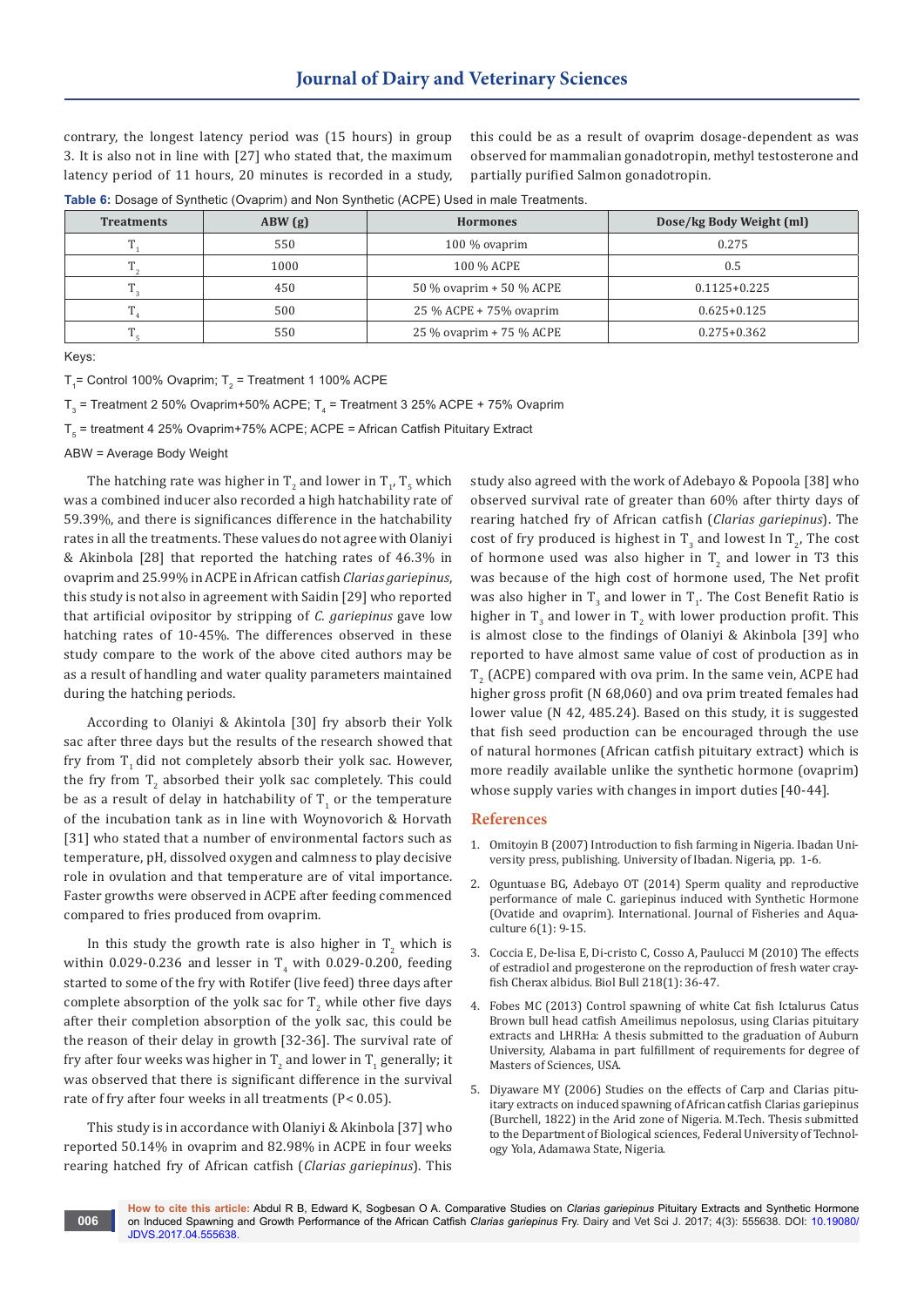contrary, the longest latency period was (15 hours) in group 3. It is also not in line with [27] who stated that, the maximum latency period of 11 hours, 20 minutes is recorded in a study, this could be as a result of ovaprim dosage-dependent as was observed for mammalian gonadotropin, methyl testosterone and partially purified Salmon gonadotropin.

**Table 6:** Dosage of Synthetic (Ovaprim) and Non Synthetic (ACPE) Used in male Treatments.

| Treatments | ABW (g) | Hormones | Dose/kg Body Weight (ml) |
|---|---|---|---|
| $T_1$ | 550 | 100 % ovaprim | 0.275 |
| $T_2$ | 1000 | 100 % ACPE | 0.5 |
| $T_3$ | 450 | 50 % ovaprim + 50 % ACPE | 0.1125+0.225 |
| $T_4$ | 500 | 25 % ACPE + 75% ovaprim | 0.625+0.125 |
| $T_5$ | 550 | 25 % ovaprim + 75 % ACPE | 0.275+0.362 |

Keys:

$T_1$= Control 100% Ovaprim; $T_2$ = Treatment 1 100% ACPE

$T_3$ = Treatment 2 50% Ovaprim+50% ACPE; $T_4$ = Treatment 3 25% ACPE + 75% Ovaprim

$T_5$ = treatment 4 25% Ovaprim+75% ACPE; ACPE = African Catfish Pituitary Extract

ABW = Average Body Weight

The hatching rate was higher in $T_2$ and lower in $T_1$, $T_5$ which was a combined inducer also recorded a high hatchability rate of 59.39%, and there is significances difference in the hatchability rates in all the treatments. These values do not agree with Olaniyi & Akinbola [28] that reported the hatching rates of 46.3% in ovaprim and 25.99% in ACPE in African catfish *Clarias gariepinus*, this study is not also in agreement with Saidin [29] who reported that artificial ovipositor by stripping of *C. gariepinus* gave low hatching rates of 10-45%. The differences observed in these study compare to the work of the above cited authors may be as a result of handling and water quality parameters maintained during the hatching periods.

According to Olaniyi & Akintola [30] fry absorb their Yolk sac after three days but the results of the research showed that fry from $T_1$ did not completely absorb their yolk sac. However, the fry from $T_2$ absorbed their yolk sac completely. This could be as a result of delay in hatchability of $T_1$ or the temperature of the incubation tank as in line with Woynovorich & Horvath [31] who stated that a number of environmental factors such as temperature, pH, dissolved oxygen and calmness to play decisive role in ovulation and that temperature are of vital importance. Faster growths were observed in ACPE after feeding commenced compared to fries produced from ovaprim.

In this study the growth rate is also higher in $T_2$ which is within 0.029-0.236 and lesser in $T_4$ with 0.029-0.200, feeding started to some of the fry with Rotifer (live feed) three days after complete absorption of the yolk sac for $T_2$ while other five days after their completion absorption of the yolk sac, this could be the reason of their delay in growth [32-36]. The survival rate of fry after four weeks was higher in $T_2$ and lower in $T_1$ generally; it was observed that there is significant difference in the survival rate of fry after four weeks in all treatments ($P< 0.05$).

This study is in accordance with Olaniyi & Akinbola [37] who reported 50.14% in ovaprim and 82.98% in ACPE in four weeks rearing hatched fry of African catfish (*Clarias gariepinus*). This study also agreed with the work of Adebayo & Popoola [38] who observed survival rate of greater than 60% after thirty days of rearing hatched fry of African catfish (*Clarias gariepinus*). The cost of fry produced is highest in $T_3$ and lowest In $T_2$, The cost of hormone used was also higher in $T_2$ and lower in T3 this was because of the high cost of hormone used, The Net profit was also higher in $T_3$ and lower in $T_1$. The Cost Benefit Ratio is higher in $T_3$ and lower in $T_2$ with lower production profit. This is almost close to the findings of Olaniyi & Akinbola [39] who reported to have almost same value of cost of production as in $T_2$ (ACPE) compared with ova prim. In the same vein, ACPE had higher gross profit (N 68,060) and ova prim treated females had lower value (N 42, 485.24). Based on this study, it is suggested that fish seed production can be encouraged through the use of natural hormones (African catfish pituitary extract) which is more readily available unlike the synthetic hormone (ovaprim) whose supply varies with changes in import duties [40-44].

## References

1. Omitoyin B (2007) Introduction to fish farming in Nigeria. Ibadan University press, publishing. University of Ibadan. Nigeria, pp. 1-6.
2. Oguntuase BG, Adebayo OT (2014) Sperm quality and reproductive performance of male C. gariepinus induced with Synthetic Hormone (Ovatide and ovaprim). International. Journal of Fisheries and Aquaculture 6(1): 9-15.
3. Coccia E, De-lisa E, Di-cristo C, Cosso A, Paulucci M (2010) The effects of estradiol and progesterone on the reproduction of fresh water crayfish Cherax albidus. Biol Bull 218(1): 36-47.
4. Fobes MC (2013) Control spawning of white Cat fish Ictalurus Catus Brown bull head catfish Ameilimus nepolosus, using Clarias pituitary extracts and LHRHa: A thesis submitted to the graduation of Auburn University, Alabama in part fulfillment of requirements for degree of Masters of Sciences, USA.
5. Diyaware MY (2006) Studies on the effects of Carp and Clarias pituitary extracts on induced spawning of African catfish Clarias gariepinus (Burchell, 1822) in the Arid zone of Nigeria. M.Tech. Thesis submitted to the Department of Biological sciences, Federal University of Technology Yola, Adamawa State, Nigeria.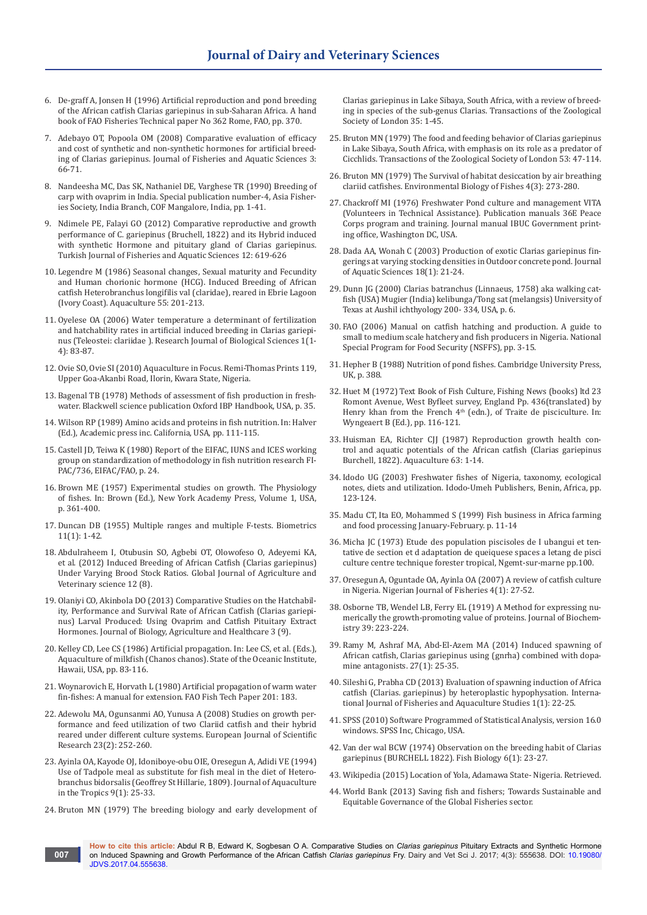6. De-graff A, Jonsen H (1996) Artificial reproduction and pond breeding of the African catfish Clarias gariepinus in sub-Saharan Africa. A hand book of FAO Fisheries Technical paper No 362 Rome, FAO, pp. 370.
7. Adebayo OT, Popoola OM (2008) Comparative evaluation of efficacy and cost of synthetic and non-synthetic hormones for artificial breeding of Clarias gariepinus. Journal of Fisheries and Aquatic Sciences 3: 66-71.
8. Nandeesha MC, Das SK, Nathaniel DE, Varghese TR (1990) Breeding of carp with ovaprim in India. Special publication number-4, Asia Fisheries Society, India Branch, COF Mangalore, India, pp. 1-41.
9. Ndimele PE, Falayi GO (2012) Comparative reproductive and growth performance of C. gariepinus (Bruchell, 1822) and its Hybrid induced with synthetic Hormone and pituitary gland of Clarias gariepinus. Turkish Journal of Fisheries and Aquatic Sciences 12: 619-626
10. Legendre M (1986) Seasonal changes, Sexual maturity and Fecundity and Human chorionic hormone (HCG). Induced Breeding of African catfish Heterobranchus longifilis val (claridae), reared in Ebrie Lagoon (Ivory Coast). Aquaculture 55: 201-213.
11. Oyelese OA (2006) Water temperature a determinant of fertilization and hatchability rates in artificial induced breeding in Clarias gariepinus (Teleostei: clariidae ). Research Journal of Biological Sciences 1(1-4): 83-87.
12. Ovie SO, Ovie SI (2010) Aquaculture in Focus. Remi-Thomas Prints 119, Upper Goa-Akanbi Road, Ilorin, Kwara State, Nigeria.
13. Bagenal TB (1978) Methods of assessment of fish production in freshwater. Blackwell science publication Oxford IBP Handbook, USA, p. 35.
14. Wilson RP (1989) Amino acids and proteins in fish nutrition. In: Halver (Ed.), Academic press inc. California, USA, pp. 111-115.
15. Castell JD, Teiwa K (1980) Report of the EIFAC, IUNS and ICES working group on standardization of methodology in fish nutrition research FIPAC/736, EIFAC/FAO, p. 24.
16. Brown ME (1957) Experimental studies on growth. The Physiology of fishes. In: Brown (Ed.), New York Academy Press, Volume 1, USA, p. 361-400.
17. Duncan DB (1955) Multiple ranges and multiple F-tests. Biometrics 11(1): 1-42.
18. Abdulraheem I, Otubusin SO, Agbebi OT, Olowofeso O, Adeyemi KA, et al. (2012) Induced Breeding of African Catfish (Clarias gariepinus) Under Varying Brood Stock Ratios. Global Journal of Agriculture and Veterinary science 12 (8).
19. Olaniyi CO, Akinbola DO (2013) Comparative Studies on the Hatchability, Performance and Survival Rate of African Catfish (Clarias gariepinus) Larval Produced: Using Ovaprim and Catfish Pituitary Extract Hormones. Journal of Biology, Agriculture and Healthcare 3 (9).
20. Kelley CD, Lee CS (1986) Artificial propagation. In: Lee CS, et al. (Eds.), Aquaculture of milkfish (Chanos chanos). State of the Oceanic Institute, Hawaii, USA, pp. 83-116.
21. Woynarovich E, Horvath L (1980) Artificial propagation of warm water fin-fishes: A manual for extension. FAO Fish Tech Paper 201: 183.
22. Adewolu MA, Ogunsanmi AO, Yunusa A (2008) Studies on growth performance and feed utilization of two Clariid catfish and their hybrid reared under different culture systems. European Journal of Scientific Research 23(2): 252-260.
23. Ayinla OA, Kayode OJ, Idoniboye-obu OIE, Oresegun A, Adidi VE (1994) Use of Tadpole meal as substitute for fish meal in the diet of Heterobranchus bidorsalis (Geoffrey St Hillarie, 1809). Journal of Aquaculture in the Tropics 9(1): 25-33.
24. Bruton MN (1979) The breeding biology and early development of Clarias gariepinus in Lake Sibaya, South Africa, with a review of breeding in species of the sub-genus Clarias. Transactions of the Zoological Society of London 35: 1-45.
25. Bruton MN (1979) The food and feeding behavior of Clarias gariepinus in Lake Sibaya, South Africa, with emphasis on its role as a predator of Cicchlids. Transactions of the Zoological Society of London 53: 47-114.
26. Bruton MN (1979) The Survival of habitat desiccation by air breathing clariid catfishes. Environmental Biology of Fishes 4(3): 273-280.
27. Chackroff MI (1976) Freshwater Pond culture and management VITA (Volunteers in Technical Assistance). Publication manuals 36E Peace Corps program and training. Journal manual IBUC Government printing office, Washington DC, USA.
28. Dada AA, Wonah C (2003) Production of exotic Clarias gariepinus fingerings at varying stocking densities in Outdoor concrete pond. Journal of Aquatic Sciences 18(1): 21-24.
29. Dunn JG (2000) Clarias batranchus (Linnaeus, 1758) aka walking catfish (USA) Mugier (India) kelibunga/Tong sat (melangsis) University of Texas at Aushil ichthyology 200- 334, USA, p. 6.
30. FAO (2006) Manual on catfish hatching and production. A guide to small to medium scale hatchery and fish producers in Nigeria. National Special Program for Food Security (NSFFS), pp. 3-15.
31. Hepher B (1988) Nutrition of pond fishes. Cambridge University Press, UK, p. 388.
32. Huet M (1972) Text Book of Fish Culture, Fishing News (books) ltd 23 Romont Avenue, West Byfleet survey, England Pp. 436(translated) by Henry khan from the French 4th (edn.), of Traite de pisciculture. In: Wyngeaert B (Ed.), pp. 116-121.
33. Huisman EA, Richter CJJ (1987) Reproduction growth health control and aquatic potentials of the African catfish (Clarias gariepinus Burchell, 1822). Aquaculture 63: 1-14.
34. Idodo UG (2003) Freshwater fishes of Nigeria, taxonomy, ecological notes, diets and utilization. Idodo-Umeh Publishers, Benin, Africa, pp. 123-124.
35. Madu CT, Ita EO, Mohammed S (1999) Fish business in Africa farming and food processing January-February. p. 11-14
36. Micha JC (1973) Etude des population piscisoles de I ubangui et tentative de section et d adaptation de queiquese spaces a letang de pisci culture centre technique forester tropical, Ngemt-sur-marne pp.100.
37. Oresegun A, Oguntade OA, Ayinla OA (2007) A review of catfish culture in Nigeria. Nigerian Journal of Fisheries 4(1): 27-52.
38. Osborne TB, Wendel LB, Ferry EL (1919) A Method for expressing numerically the growth-promoting value of proteins. Journal of Biochemistry 39: 223-224.
39. Ramy M, Ashraf MA, Abd-El-Azem MA (2014) Induced spawning of African catfish, Clarias gariepinus using (gnrha) combined with dopamine antagonists. 27(1): 25-35.
40. Sileshi G, Prabha CD (2013) Evaluation of spawning induction of Africa catfish (Clarias. gariepinus) by heteroplastic hypophysation. International Journal of Fisheries and Aquaculture Studies 1(1): 22-25.
41. SPSS (2010) Software Programmed of Statistical Analysis, version 16.0 windows. SPSS Inc, Chicago, USA.
42. Van der wal BCW (1974) Observation on the breeding habit of Clarias gariepinus (BURCHELL 1822). Fish Biology 6(1): 23-27.
43. Wikipedia (2015) Location of Yola, Adamawa State- Nigeria. Retrieved.
44. World Bank (2013) Saving fish and fishers; Towards Sustainable and Equitable Governance of the Global Fisheries sector.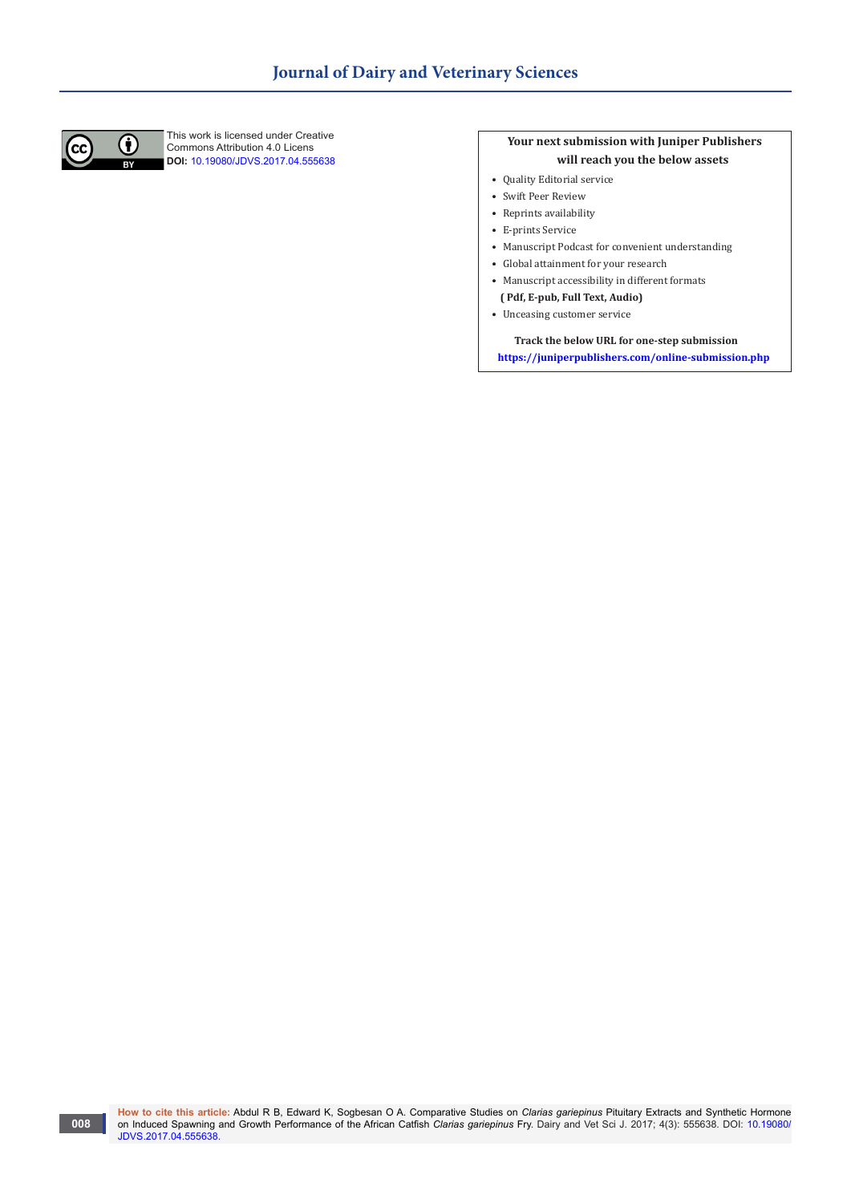This work is licensed under Creative Commons Attribution 4.0 Licens
**DOI:** 10.19080/JDVS.2017.04.555638

**Your next submission with Juniper Publishers will reach you the below assets**

- Quality Editorial service
- Swift Peer Review
- Reprints availability
- E-prints Service
- Manuscript Podcast for convenient understanding
- Global attainment for your research
- Manuscript accessibility in different formats
  **( Pdf, E-pub, Full Text, Audio)**
- Unceasing customer service

**Track the below URL for one-step submission**
**https://juniperpublishers.com/online-submission.php**

**How to cite this article:** Abdul R B, Edward K, Sogbesan O A. Comparative Studies on *Clarias gariepinus* Pituitary Extracts and Synthetic Hormone on Induced Spawning and Growth Performance of the African Catfish *Clarias gariepinus* Fry. Dairy and Vet Sci J. 2017; 4(3): 555638. DOI: 10.19080/JDVS.2017.04.555638.